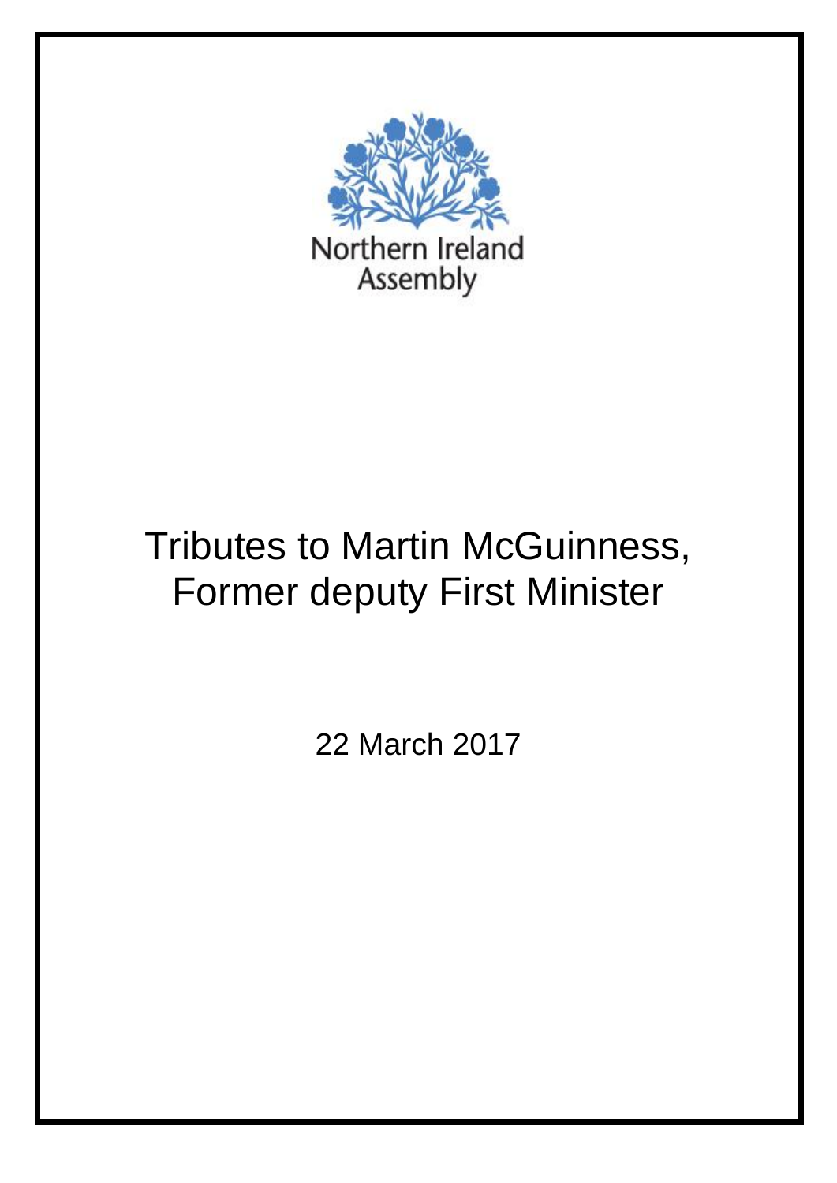Northern Ireland Assembly

# Tributes to Martin McGuinness, Former deputy First Minister

22 March 2017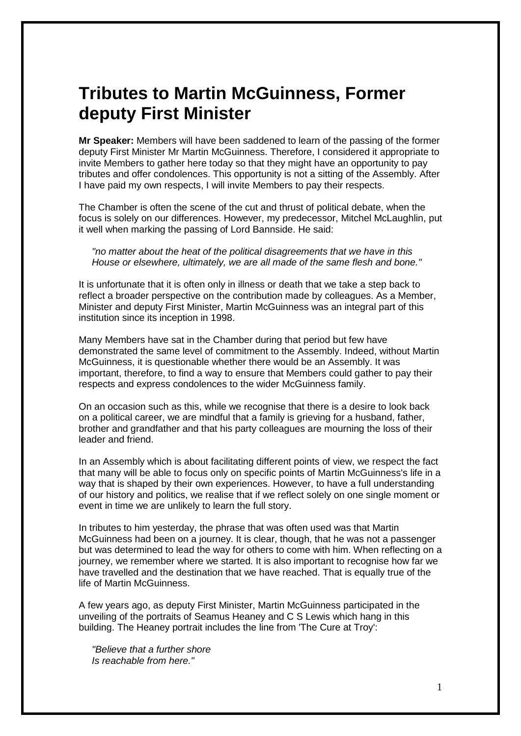# Tributes to Martin McGuinness, Former deputy First Minister

**Mr Speaker:** Members will have been saddened to learn of the passing of the former deputy First Minister Mr Martin McGuinness. Therefore, I considered it appropriate to invite Members to gather here today so that they might have an opportunity to pay tributes and offer condolences. This opportunity is not a sitting of the Assembly. After I have paid my own respects, I will invite Members to pay their respects.

The Chamber is often the scene of the cut and thrust of political debate, when the focus is solely on our differences. However, my predecessor, Mitchel McLaughlin, put it well when marking the passing of Lord Bannside. He said:

> *"no matter about the heat of the political disagreements that we have in this House or elsewhere, ultimately, we are all made of the same flesh and bone."*

It is unfortunate that it is often only in illness or death that we take a step back to reflect a broader perspective on the contribution made by colleagues. As a Member, Minister and deputy First Minister, Martin McGuinness was an integral part of this institution since its inception in 1998.

Many Members have sat in the Chamber during that period but few have demonstrated the same level of commitment to the Assembly. Indeed, without Martin McGuinness, it is questionable whether there would be an Assembly. It was important, therefore, to find a way to ensure that Members could gather to pay their respects and express condolences to the wider McGuinness family.

On an occasion such as this, while we recognise that there is a desire to look back on a political career, we are mindful that a family is grieving for a husband, father, brother and grandfather and that his party colleagues are mourning the loss of their leader and friend.

In an Assembly which is about facilitating different points of view, we respect the fact that many will be able to focus only on specific points of Martin McGuinness's life in a way that is shaped by their own experiences. However, to have a full understanding of our history and politics, we realise that if we reflect solely on one single moment or event in time we are unlikely to learn the full story.

In tributes to him yesterday, the phrase that was often used was that Martin McGuinness had been on a journey. It is clear, though, that he was not a passenger but was determined to lead the way for others to come with him. When reflecting on a journey, we remember where we started. It is also important to recognise how far we have travelled and the destination that we have reached. That is equally true of the life of Martin McGuinness.

A few years ago, as deputy First Minister, Martin McGuinness participated in the unveiling of the portraits of Seamus Heaney and C S Lewis which hang in this building. The Heaney portrait includes the line from 'The Cure at Troy':

> *"Believe that a further shore*
> *Is reachable from here."*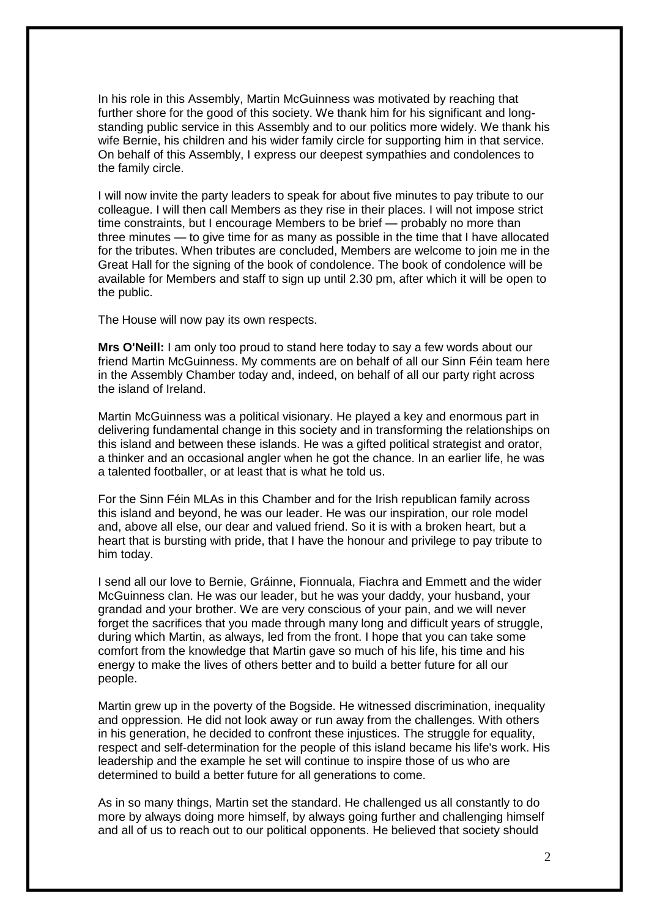In his role in this Assembly, Martin McGuinness was motivated by reaching that further shore for the good of this society. We thank him for his significant and long-standing public service in this Assembly and to our politics more widely. We thank his wife Bernie, his children and his wider family circle for supporting him in that service. On behalf of this Assembly, I express our deepest sympathies and condolences to the family circle.

I will now invite the party leaders to speak for about five minutes to pay tribute to our colleague. I will then call Members as they rise in their places. I will not impose strict time constraints, but I encourage Members to be brief — probably no more than three minutes — to give time for as many as possible in the time that I have allocated for the tributes. When tributes are concluded, Members are welcome to join me in the Great Hall for the signing of the book of condolence. The book of condolence will be available for Members and staff to sign up until 2.30 pm, after which it will be open to the public.

The House will now pay its own respects.

**Mrs O'Neill:** I am only too proud to stand here today to say a few words about our friend Martin McGuinness. My comments are on behalf of all our Sinn Féin team here in the Assembly Chamber today and, indeed, on behalf of all our party right across the island of Ireland.

Martin McGuinness was a political visionary. He played a key and enormous part in delivering fundamental change in this society and in transforming the relationships on this island and between these islands. He was a gifted political strategist and orator, a thinker and an occasional angler when he got the chance. In an earlier life, he was a talented footballer, or at least that is what he told us.

For the Sinn Féin MLAs in this Chamber and for the Irish republican family across this island and beyond, he was our leader. He was our inspiration, our role model and, above all else, our dear and valued friend. So it is with a broken heart, but a heart that is bursting with pride, that I have the honour and privilege to pay tribute to him today.

I send all our love to Bernie, Gráinne, Fionnuala, Fiachra and Emmett and the wider McGuinness clan. He was our leader, but he was your daddy, your husband, your grandad and your brother. We are very conscious of your pain, and we will never forget the sacrifices that you made through many long and difficult years of struggle, during which Martin, as always, led from the front. I hope that you can take some comfort from the knowledge that Martin gave so much of his life, his time and his energy to make the lives of others better and to build a better future for all our people.

Martin grew up in the poverty of the Bogside. He witnessed discrimination, inequality and oppression. He did not look away or run away from the challenges. With others in his generation, he decided to confront these injustices. The struggle for equality, respect and self-determination for the people of this island became his life's work. His leadership and the example he set will continue to inspire those of us who are determined to build a better future for all generations to come.

As in so many things, Martin set the standard. He challenged us all constantly to do more by always doing more himself, by always going further and challenging himself and all of us to reach out to our political opponents. He believed that society should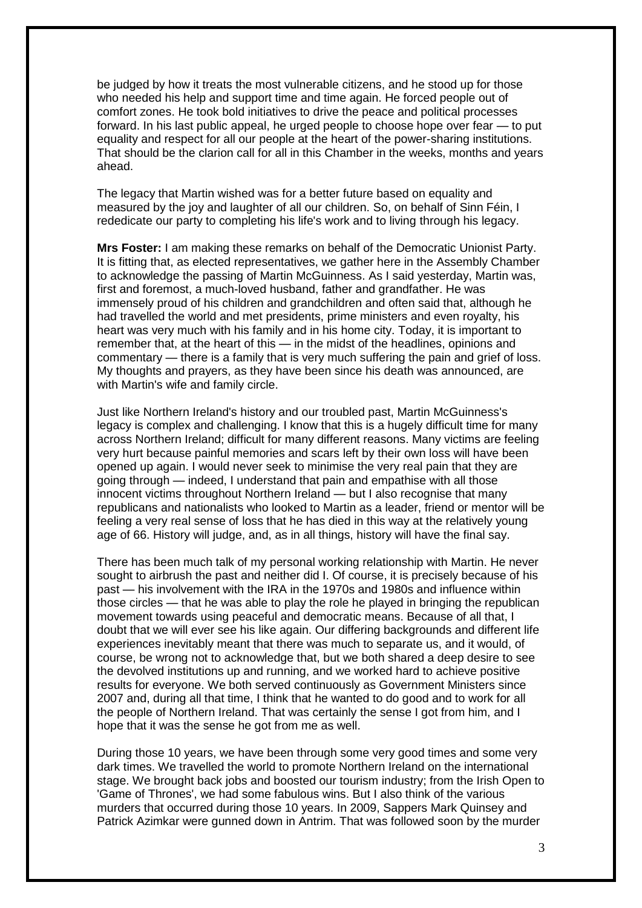be judged by how it treats the most vulnerable citizens, and he stood up for those who needed his help and support time and time again. He forced people out of comfort zones. He took bold initiatives to drive the peace and political processes forward. In his last public appeal, he urged people to choose hope over fear — to put equality and respect for all our people at the heart of the power-sharing institutions. That should be the clarion call for all in this Chamber in the weeks, months and years ahead.

The legacy that Martin wished was for a better future based on equality and measured by the joy and laughter of all our children. So, on behalf of Sinn Féin, I rededicate our party to completing his life's work and to living through his legacy.

**Mrs Foster:** I am making these remarks on behalf of the Democratic Unionist Party. It is fitting that, as elected representatives, we gather here in the Assembly Chamber to acknowledge the passing of Martin McGuinness. As I said yesterday, Martin was, first and foremost, a much-loved husband, father and grandfather. He was immensely proud of his children and grandchildren and often said that, although he had travelled the world and met presidents, prime ministers and even royalty, his heart was very much with his family and in his home city. Today, it is important to remember that, at the heart of this — in the midst of the headlines, opinions and commentary — there is a family that is very much suffering the pain and grief of loss. My thoughts and prayers, as they have been since his death was announced, are with Martin's wife and family circle.

Just like Northern Ireland's history and our troubled past, Martin McGuinness's legacy is complex and challenging. I know that this is a hugely difficult time for many across Northern Ireland; difficult for many different reasons. Many victims are feeling very hurt because painful memories and scars left by their own loss will have been opened up again. I would never seek to minimise the very real pain that they are going through — indeed, I understand that pain and empathise with all those innocent victims throughout Northern Ireland — but I also recognise that many republicans and nationalists who looked to Martin as a leader, friend or mentor will be feeling a very real sense of loss that he has died in this way at the relatively young age of 66. History will judge, and, as in all things, history will have the final say.

There has been much talk of my personal working relationship with Martin. He never sought to airbrush the past and neither did I. Of course, it is precisely because of his past — his involvement with the IRA in the 1970s and 1980s and influence within those circles — that he was able to play the role he played in bringing the republican movement towards using peaceful and democratic means. Because of all that, I doubt that we will ever see his like again. Our differing backgrounds and different life experiences inevitably meant that there was much to separate us, and it would, of course, be wrong not to acknowledge that, but we both shared a deep desire to see the devolved institutions up and running, and we worked hard to achieve positive results for everyone. We both served continuously as Government Ministers since 2007 and, during all that time, I think that he wanted to do good and to work for all the people of Northern Ireland. That was certainly the sense I got from him, and I hope that it was the sense he got from me as well.

During those 10 years, we have been through some very good times and some very dark times. We travelled the world to promote Northern Ireland on the international stage. We brought back jobs and boosted our tourism industry; from the Irish Open to 'Game of Thrones', we had some fabulous wins. But I also think of the various murders that occurred during those 10 years. In 2009, Sappers Mark Quinsey and Patrick Azimkar were gunned down in Antrim. That was followed soon by the murder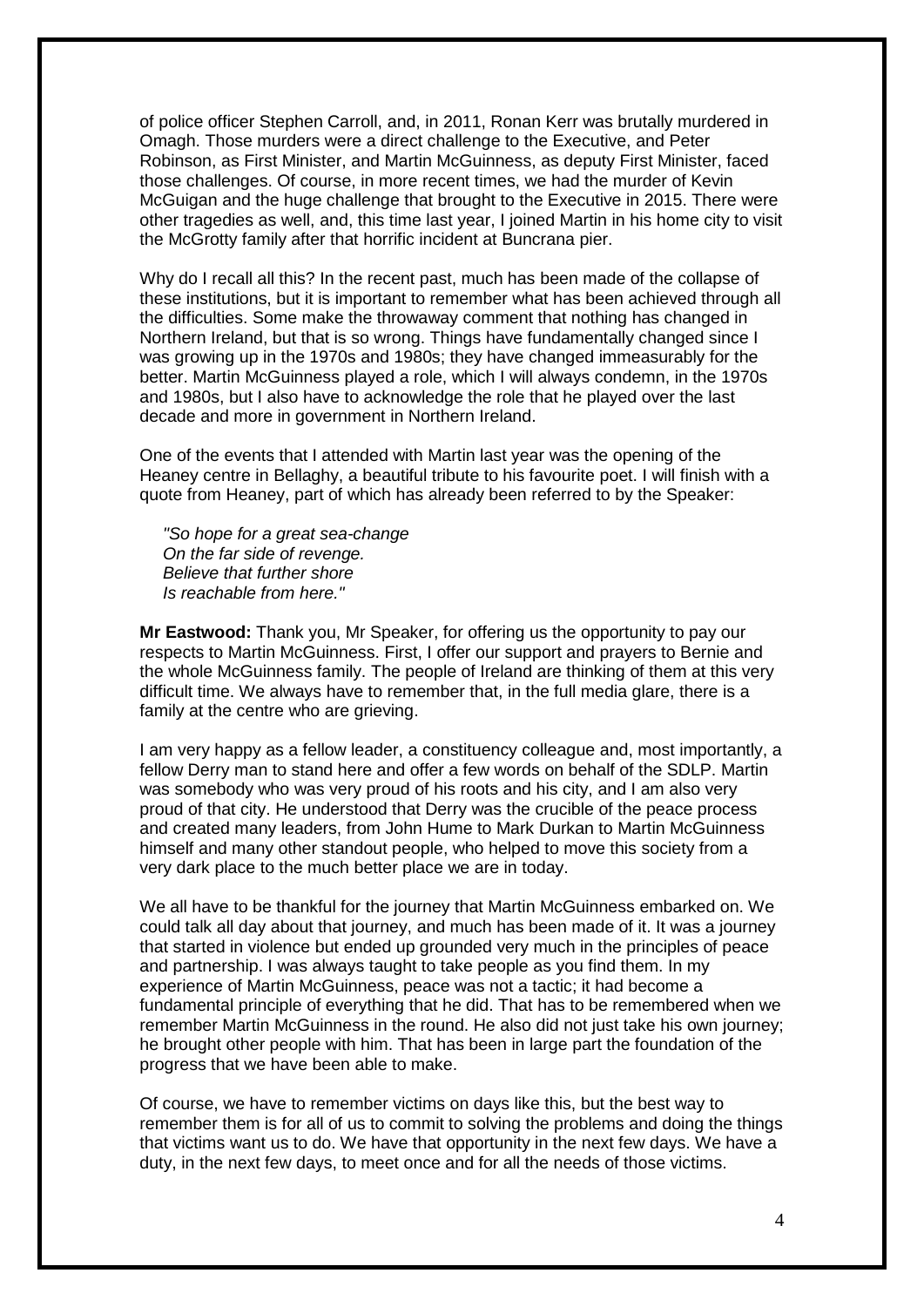of police officer Stephen Carroll, and, in 2011, Ronan Kerr was brutally murdered in Omagh. Those murders were a direct challenge to the Executive, and Peter Robinson, as First Minister, and Martin McGuinness, as deputy First Minister, faced those challenges. Of course, in more recent times, we had the murder of Kevin McGuigan and the huge challenge that brought to the Executive in 2015. There were other tragedies as well, and, this time last year, I joined Martin in his home city to visit the McGrotty family after that horrific incident at Buncrana pier.

Why do I recall all this? In the recent past, much has been made of the collapse of these institutions, but it is important to remember what has been achieved through all the difficulties. Some make the throwaway comment that nothing has changed in Northern Ireland, but that is so wrong. Things have fundamentally changed since I was growing up in the 1970s and 1980s; they have changed immeasurably for the better. Martin McGuinness played a role, which I will always condemn, in the 1970s and 1980s, but I also have to acknowledge the role that he played over the last decade and more in government in Northern Ireland.

One of the events that I attended with Martin last year was the opening of the Heaney centre in Bellaghy, a beautiful tribute to his favourite poet. I will finish with a quote from Heaney, part of which has already been referred to by the Speaker:

> *"So hope for a great sea-change*
> *On the far side of revenge.*
> *Believe that further shore*
> *Is reachable from here."*

**Mr Eastwood:** Thank you, Mr Speaker, for offering us the opportunity to pay our respects to Martin McGuinness. First, I offer our support and prayers to Bernie and the whole McGuinness family. The people of Ireland are thinking of them at this very difficult time. We always have to remember that, in the full media glare, there is a family at the centre who are grieving.

I am very happy as a fellow leader, a constituency colleague and, most importantly, a fellow Derry man to stand here and offer a few words on behalf of the SDLP. Martin was somebody who was very proud of his roots and his city, and I am also very proud of that city. He understood that Derry was the crucible of the peace process and created many leaders, from John Hume to Mark Durkan to Martin McGuinness himself and many other standout people, who helped to move this society from a very dark place to the much better place we are in today.

We all have to be thankful for the journey that Martin McGuinness embarked on. We could talk all day about that journey, and much has been made of it. It was a journey that started in violence but ended up grounded very much in the principles of peace and partnership. I was always taught to take people as you find them. In my experience of Martin McGuinness, peace was not a tactic; it had become a fundamental principle of everything that he did. That has to be remembered when we remember Martin McGuinness in the round. He also did not just take his own journey; he brought other people with him. That has been in large part the foundation of the progress that we have been able to make.

Of course, we have to remember victims on days like this, but the best way to remember them is for all of us to commit to solving the problems and doing the things that victims want us to do. We have that opportunity in the next few days. We have a duty, in the next few days, to meet once and for all the needs of those victims.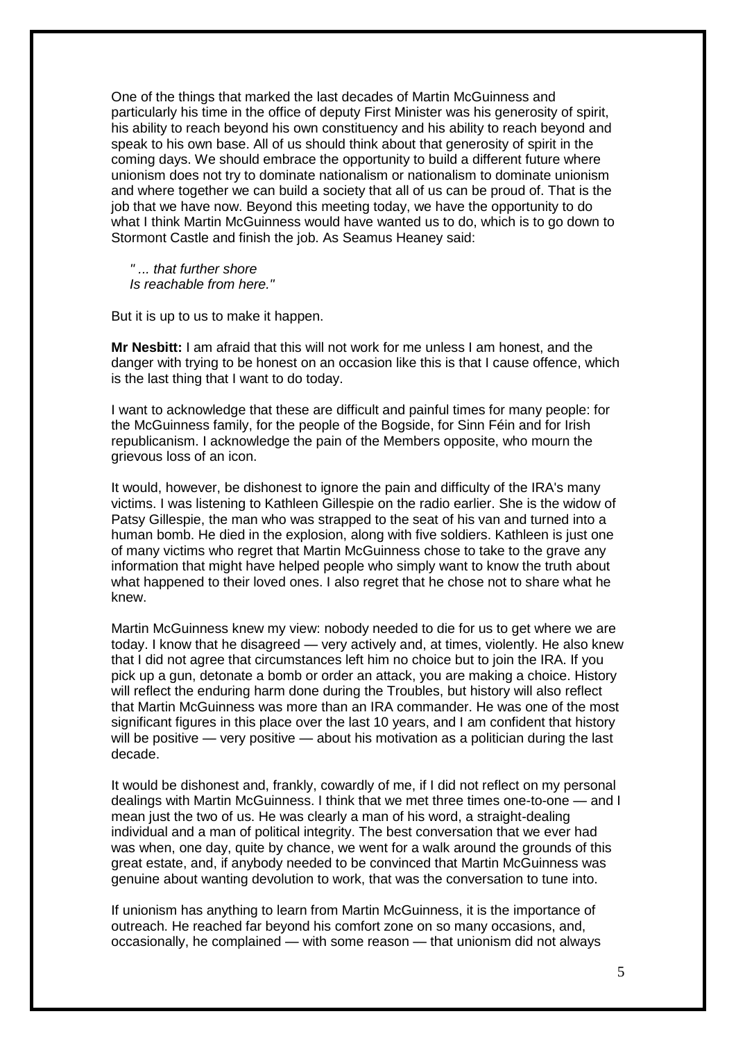One of the things that marked the last decades of Martin McGuinness and particularly his time in the office of deputy First Minister was his generosity of spirit, his ability to reach beyond his own constituency and his ability to reach beyond and speak to his own base. All of us should think about that generosity of spirit in the coming days. We should embrace the opportunity to build a different future where unionism does not try to dominate nationalism or nationalism to dominate unionism and where together we can build a society that all of us can be proud of. That is the job that we have now. Beyond this meeting today, we have the opportunity to do what I think Martin McGuinness would have wanted us to do, which is to go down to Stormont Castle and finish the job. As Seamus Heaney said:

> *" ... that further shore*
> *Is reachable from here."*

But it is up to us to make it happen.

**Mr Nesbitt:** I am afraid that this will not work for me unless I am honest, and the danger with trying to be honest on an occasion like this is that I cause offence, which is the last thing that I want to do today.

I want to acknowledge that these are difficult and painful times for many people: for the McGuinness family, for the people of the Bogside, for Sinn Féin and for Irish republicanism. I acknowledge the pain of the Members opposite, who mourn the grievous loss of an icon.

It would, however, be dishonest to ignore the pain and difficulty of the IRA's many victims. I was listening to Kathleen Gillespie on the radio earlier. She is the widow of Patsy Gillespie, the man who was strapped to the seat of his van and turned into a human bomb. He died in the explosion, along with five soldiers. Kathleen is just one of many victims who regret that Martin McGuinness chose to take to the grave any information that might have helped people who simply want to know the truth about what happened to their loved ones. I also regret that he chose not to share what he knew.

Martin McGuinness knew my view: nobody needed to die for us to get where we are today. I know that he disagreed — very actively and, at times, violently. He also knew that I did not agree that circumstances left him no choice but to join the IRA. If you pick up a gun, detonate a bomb or order an attack, you are making a choice. History will reflect the enduring harm done during the Troubles, but history will also reflect that Martin McGuinness was more than an IRA commander. He was one of the most significant figures in this place over the last 10 years, and I am confident that history will be positive — very positive — about his motivation as a politician during the last decade.

It would be dishonest and, frankly, cowardly of me, if I did not reflect on my personal dealings with Martin McGuinness. I think that we met three times one-to-one — and I mean just the two of us. He was clearly a man of his word, a straight-dealing individual and a man of political integrity. The best conversation that we ever had was when, one day, quite by chance, we went for a walk around the grounds of this great estate, and, if anybody needed to be convinced that Martin McGuinness was genuine about wanting devolution to work, that was the conversation to tune into.

If unionism has anything to learn from Martin McGuinness, it is the importance of outreach. He reached far beyond his comfort zone on so many occasions, and, occasionally, he complained — with some reason — that unionism did not always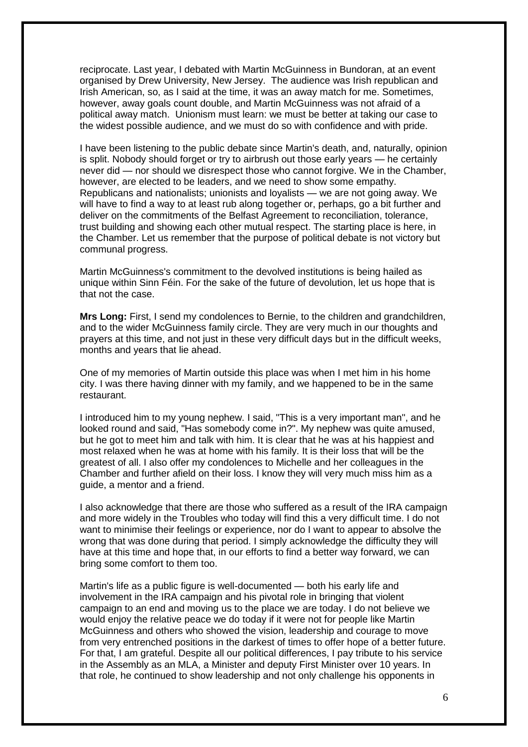reciprocate. Last year, I debated with Martin McGuinness in Bundoran, at an event organised by Drew University, New Jersey. The audience was Irish republican and Irish American, so, as I said at the time, it was an away match for me. Sometimes, however, away goals count double, and Martin McGuinness was not afraid of a political away match. Unionism must learn: we must be better at taking our case to the widest possible audience, and we must do so with confidence and with pride.

I have been listening to the public debate since Martin's death, and, naturally, opinion is split. Nobody should forget or try to airbrush out those early years — he certainly never did — nor should we disrespect those who cannot forgive. We in the Chamber, however, are elected to be leaders, and we need to show some empathy. Republicans and nationalists; unionists and loyalists — we are not going away. We will have to find a way to at least rub along together or, perhaps, go a bit further and deliver on the commitments of the Belfast Agreement to reconciliation, tolerance, trust building and showing each other mutual respect. The starting place is here, in the Chamber. Let us remember that the purpose of political debate is not victory but communal progress.

Martin McGuinness's commitment to the devolved institutions is being hailed as unique within Sinn Féin. For the sake of the future of devolution, let us hope that is that not the case.

**Mrs Long:** First, I send my condolences to Bernie, to the children and grandchildren, and to the wider McGuinness family circle. They are very much in our thoughts and prayers at this time, and not just in these very difficult days but in the difficult weeks, months and years that lie ahead.

One of my memories of Martin outside this place was when I met him in his home city. I was there having dinner with my family, and we happened to be in the same restaurant.

I introduced him to my young nephew. I said, "This is a very important man", and he looked round and said, "Has somebody come in?". My nephew was quite amused, but he got to meet him and talk with him. It is clear that he was at his happiest and most relaxed when he was at home with his family. It is their loss that will be the greatest of all. I also offer my condolences to Michelle and her colleagues in the Chamber and further afield on their loss. I know they will very much miss him as a guide, a mentor and a friend.

I also acknowledge that there are those who suffered as a result of the IRA campaign and more widely in the Troubles who today will find this a very difficult time. I do not want to minimise their feelings or experience, nor do I want to appear to absolve the wrong that was done during that period. I simply acknowledge the difficulty they will have at this time and hope that, in our efforts to find a better way forward, we can bring some comfort to them too.

Martin's life as a public figure is well-documented — both his early life and involvement in the IRA campaign and his pivotal role in bringing that violent campaign to an end and moving us to the place we are today. I do not believe we would enjoy the relative peace we do today if it were not for people like Martin McGuinness and others who showed the vision, leadership and courage to move from very entrenched positions in the darkest of times to offer hope of a better future. For that, I am grateful. Despite all our political differences, I pay tribute to his service in the Assembly as an MLA, a Minister and deputy First Minister over 10 years. In that role, he continued to show leadership and not only challenge his opponents in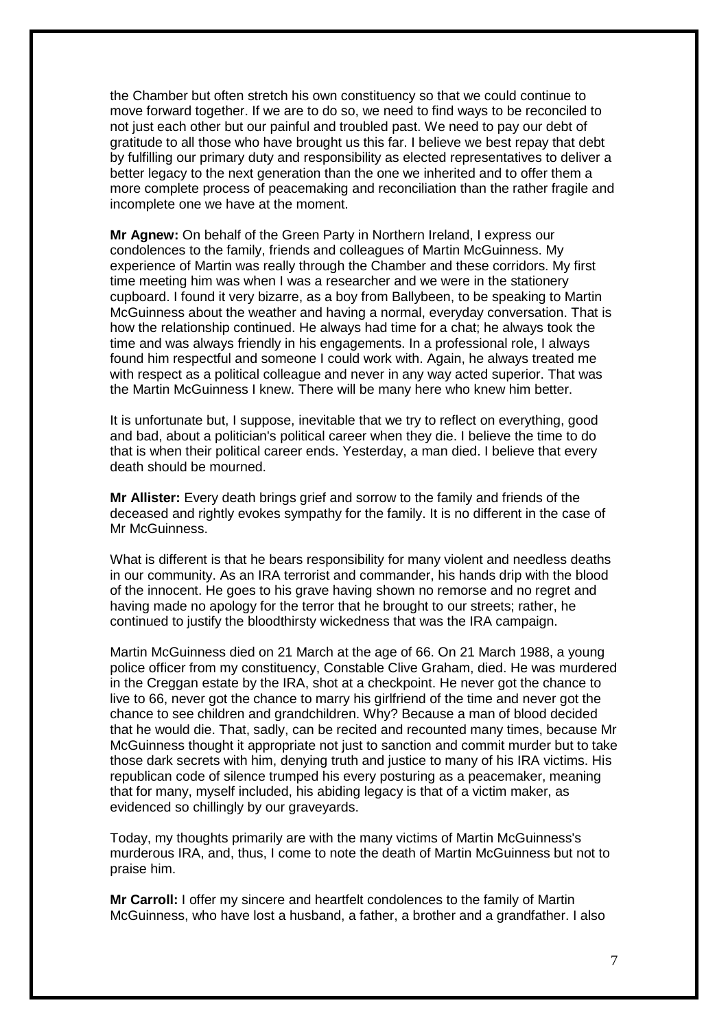the Chamber but often stretch his own constituency so that we could continue to move forward together. If we are to do so, we need to find ways to be reconciled to not just each other but our painful and troubled past. We need to pay our debt of gratitude to all those who have brought us this far. I believe we best repay that debt by fulfilling our primary duty and responsibility as elected representatives to deliver a better legacy to the next generation than the one we inherited and to offer them a more complete process of peacemaking and reconciliation than the rather fragile and incomplete one we have at the moment.

**Mr Agnew:** On behalf of the Green Party in Northern Ireland, I express our condolences to the family, friends and colleagues of Martin McGuinness. My experience of Martin was really through the Chamber and these corridors. My first time meeting him was when I was a researcher and we were in the stationery cupboard. I found it very bizarre, as a boy from Ballybeen, to be speaking to Martin McGuinness about the weather and having a normal, everyday conversation. That is how the relationship continued. He always had time for a chat; he always took the time and was always friendly in his engagements. In a professional role, I always found him respectful and someone I could work with. Again, he always treated me with respect as a political colleague and never in any way acted superior. That was the Martin McGuinness I knew. There will be many here who knew him better.

It is unfortunate but, I suppose, inevitable that we try to reflect on everything, good and bad, about a politician's political career when they die. I believe the time to do that is when their political career ends. Yesterday, a man died. I believe that every death should be mourned.

**Mr Allister:** Every death brings grief and sorrow to the family and friends of the deceased and rightly evokes sympathy for the family. It is no different in the case of Mr McGuinness.

What is different is that he bears responsibility for many violent and needless deaths in our community. As an IRA terrorist and commander, his hands drip with the blood of the innocent. He goes to his grave having shown no remorse and no regret and having made no apology for the terror that he brought to our streets; rather, he continued to justify the bloodthirsty wickedness that was the IRA campaign.

Martin McGuinness died on 21 March at the age of 66. On 21 March 1988, a young police officer from my constituency, Constable Clive Graham, died. He was murdered in the Creggan estate by the IRA, shot at a checkpoint. He never got the chance to live to 66, never got the chance to marry his girlfriend of the time and never got the chance to see children and grandchildren. Why? Because a man of blood decided that he would die. That, sadly, can be recited and recounted many times, because Mr McGuinness thought it appropriate not just to sanction and commit murder but to take those dark secrets with him, denying truth and justice to many of his IRA victims. His republican code of silence trumped his every posturing as a peacemaker, meaning that for many, myself included, his abiding legacy is that of a victim maker, as evidenced so chillingly by our graveyards.

Today, my thoughts primarily are with the many victims of Martin McGuinness's murderous IRA, and, thus, I come to note the death of Martin McGuinness but not to praise him.

**Mr Carroll:** I offer my sincere and heartfelt condolences to the family of Martin McGuinness, who have lost a husband, a father, a brother and a grandfather. I also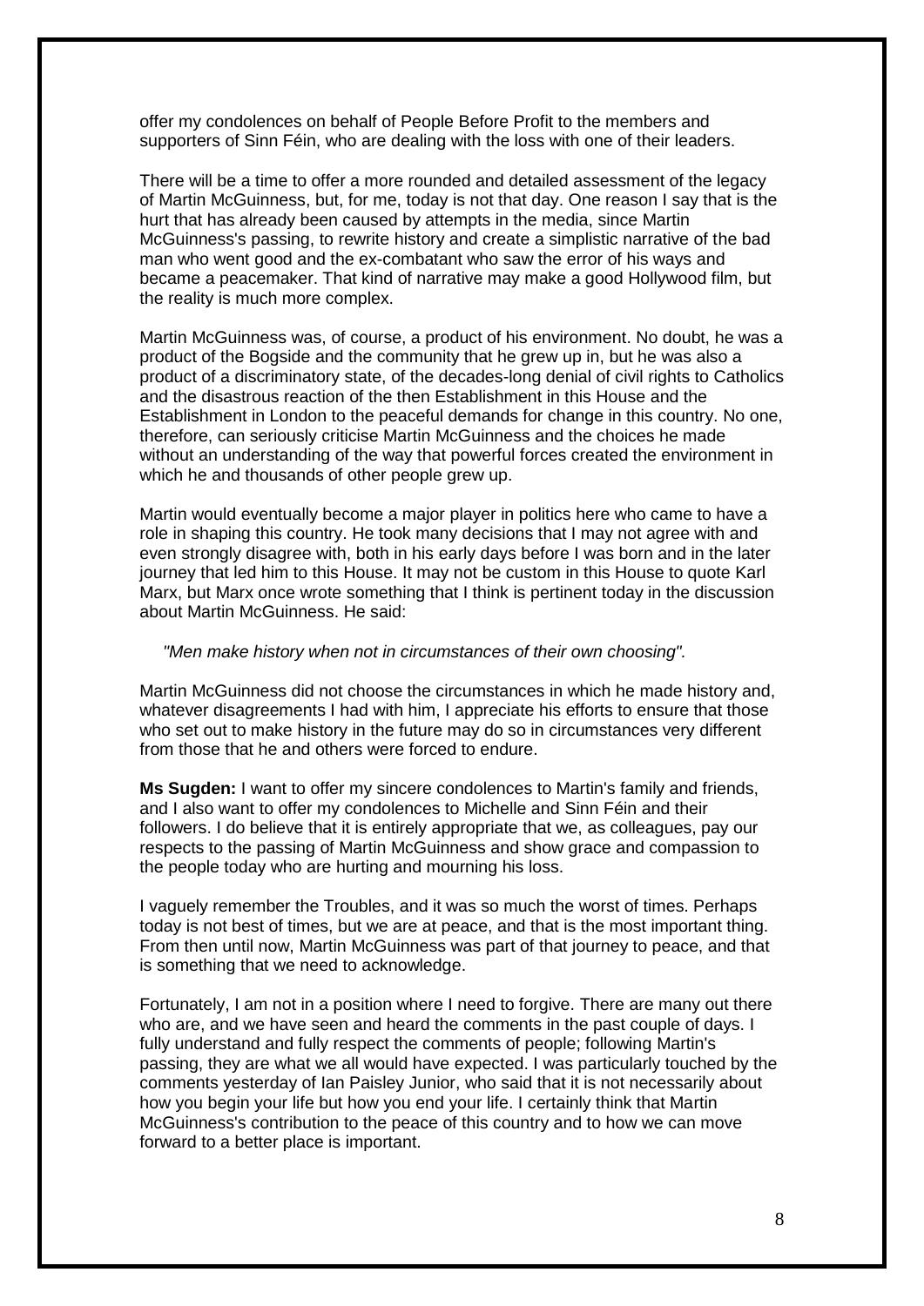offer my condolences on behalf of People Before Profit to the members and supporters of Sinn Féin, who are dealing with the loss with one of their leaders.

There will be a time to offer a more rounded and detailed assessment of the legacy of Martin McGuinness, but, for me, today is not that day. One reason I say that is the hurt that has already been caused by attempts in the media, since Martin McGuinness's passing, to rewrite history and create a simplistic narrative of the bad man who went good and the ex-combatant who saw the error of his ways and became a peacemaker. That kind of narrative may make a good Hollywood film, but the reality is much more complex.

Martin McGuinness was, of course, a product of his environment. No doubt, he was a product of the Bogside and the community that he grew up in, but he was also a product of a discriminatory state, of the decades-long denial of civil rights to Catholics and the disastrous reaction of the then Establishment in this House and the Establishment in London to the peaceful demands for change in this country. No one, therefore, can seriously criticise Martin McGuinness and the choices he made without an understanding of the way that powerful forces created the environment in which he and thousands of other people grew up.

Martin would eventually become a major player in politics here who came to have a role in shaping this country. He took many decisions that I may not agree with and even strongly disagree with, both in his early days before I was born and in the later journey that led him to this House. It may not be custom in this House to quote Karl Marx, but Marx once wrote something that I think is pertinent today in the discussion about Martin McGuinness. He said:

> *"Men make history when not in circumstances of their own choosing".*

Martin McGuinness did not choose the circumstances in which he made history and, whatever disagreements I had with him, I appreciate his efforts to ensure that those who set out to make history in the future may do so in circumstances very different from those that he and others were forced to endure.

**Ms Sugden:** I want to offer my sincere condolences to Martin's family and friends, and I also want to offer my condolences to Michelle and Sinn Féin and their followers. I do believe that it is entirely appropriate that we, as colleagues, pay our respects to the passing of Martin McGuinness and show grace and compassion to the people today who are hurting and mourning his loss.

I vaguely remember the Troubles, and it was so much the worst of times. Perhaps today is not best of times, but we are at peace, and that is the most important thing. From then until now, Martin McGuinness was part of that journey to peace, and that is something that we need to acknowledge.

Fortunately, I am not in a position where I need to forgive. There are many out there who are, and we have seen and heard the comments in the past couple of days. I fully understand and fully respect the comments of people; following Martin's passing, they are what we all would have expected. I was particularly touched by the comments yesterday of Ian Paisley Junior, who said that it is not necessarily about how you begin your life but how you end your life. I certainly think that Martin McGuinness's contribution to the peace of this country and to how we can move forward to a better place is important.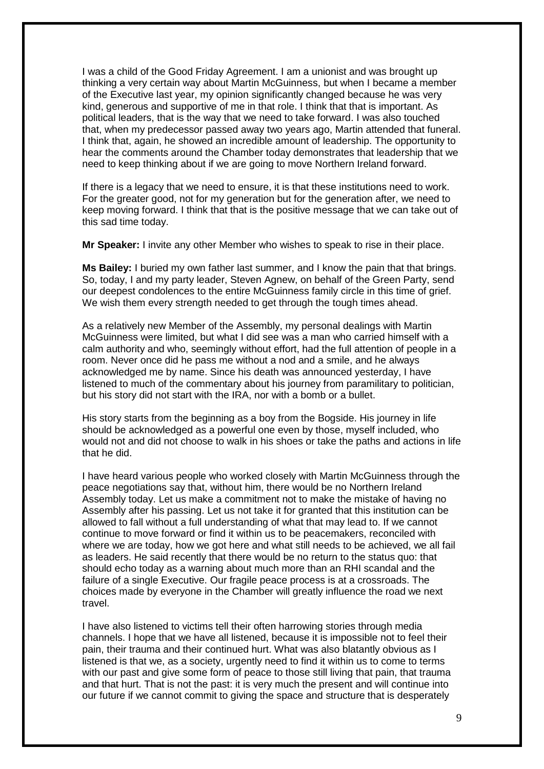I was a child of the Good Friday Agreement. I am a unionist and was brought up thinking a very certain way about Martin McGuinness, but when I became a member of the Executive last year, my opinion significantly changed because he was very kind, generous and supportive of me in that role. I think that that is important. As political leaders, that is the way that we need to take forward. I was also touched that, when my predecessor passed away two years ago, Martin attended that funeral. I think that, again, he showed an incredible amount of leadership. The opportunity to hear the comments around the Chamber today demonstrates that leadership that we need to keep thinking about if we are going to move Northern Ireland forward.

If there is a legacy that we need to ensure, it is that these institutions need to work. For the greater good, not for my generation but for the generation after, we need to keep moving forward. I think that that is the positive message that we can take out of this sad time today.

**Mr Speaker:** I invite any other Member who wishes to speak to rise in their place.

**Ms Bailey:** I buried my own father last summer, and I know the pain that that brings. So, today, I and my party leader, Steven Agnew, on behalf of the Green Party, send our deepest condolences to the entire McGuinness family circle in this time of grief. We wish them every strength needed to get through the tough times ahead.

As a relatively new Member of the Assembly, my personal dealings with Martin McGuinness were limited, but what I did see was a man who carried himself with a calm authority and who, seemingly without effort, had the full attention of people in a room. Never once did he pass me without a nod and a smile, and he always acknowledged me by name. Since his death was announced yesterday, I have listened to much of the commentary about his journey from paramilitary to politician, but his story did not start with the IRA, nor with a bomb or a bullet.

His story starts from the beginning as a boy from the Bogside. His journey in life should be acknowledged as a powerful one even by those, myself included, who would not and did not choose to walk in his shoes or take the paths and actions in life that he did.

I have heard various people who worked closely with Martin McGuinness through the peace negotiations say that, without him, there would be no Northern Ireland Assembly today. Let us make a commitment not to make the mistake of having no Assembly after his passing. Let us not take it for granted that this institution can be allowed to fall without a full understanding of what that may lead to. If we cannot continue to move forward or find it within us to be peacemakers, reconciled with where we are today, how we got here and what still needs to be achieved, we all fail as leaders. He said recently that there would be no return to the status quo: that should echo today as a warning about much more than an RHI scandal and the failure of a single Executive. Our fragile peace process is at a crossroads. The choices made by everyone in the Chamber will greatly influence the road we next travel.

I have also listened to victims tell their often harrowing stories through media channels. I hope that we have all listened, because it is impossible not to feel their pain, their trauma and their continued hurt. What was also blatantly obvious as I listened is that we, as a society, urgently need to find it within us to come to terms with our past and give some form of peace to those still living that pain, that trauma and that hurt. That is not the past: it is very much the present and will continue into our future if we cannot commit to giving the space and structure that is desperately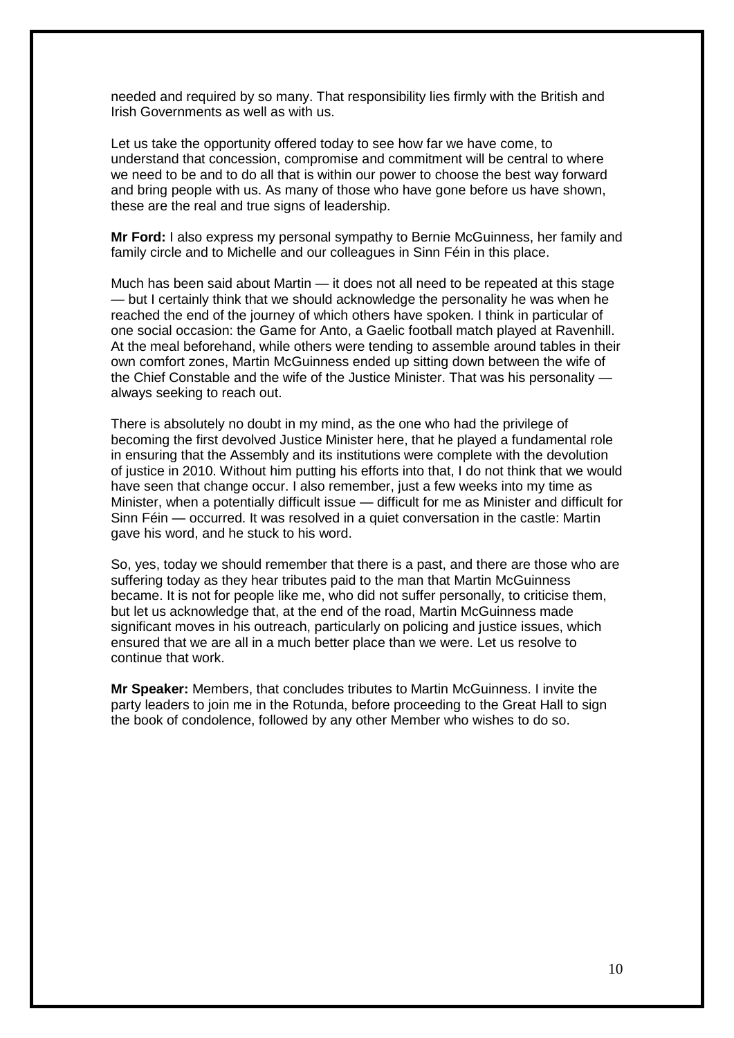needed and required by so many. That responsibility lies firmly with the British and Irish Governments as well as with us.

Let us take the opportunity offered today to see how far we have come, to understand that concession, compromise and commitment will be central to where we need to be and to do all that is within our power to choose the best way forward and bring people with us. As many of those who have gone before us have shown, these are the real and true signs of leadership.

**Mr Ford:** I also express my personal sympathy to Bernie McGuinness, her family and family circle and to Michelle and our colleagues in Sinn Féin in this place.

Much has been said about Martin — it does not all need to be repeated at this stage — but I certainly think that we should acknowledge the personality he was when he reached the end of the journey of which others have spoken. I think in particular of one social occasion: the Game for Anto, a Gaelic football match played at Ravenhill. At the meal beforehand, while others were tending to assemble around tables in their own comfort zones, Martin McGuinness ended up sitting down between the wife of the Chief Constable and the wife of the Justice Minister. That was his personality — always seeking to reach out.

There is absolutely no doubt in my mind, as the one who had the privilege of becoming the first devolved Justice Minister here, that he played a fundamental role in ensuring that the Assembly and its institutions were complete with the devolution of justice in 2010. Without him putting his efforts into that, I do not think that we would have seen that change occur. I also remember, just a few weeks into my time as Minister, when a potentially difficult issue — difficult for me as Minister and difficult for Sinn Féin — occurred. It was resolved in a quiet conversation in the castle: Martin gave his word, and he stuck to his word.

So, yes, today we should remember that there is a past, and there are those who are suffering today as they hear tributes paid to the man that Martin McGuinness became. It is not for people like me, who did not suffer personally, to criticise them, but let us acknowledge that, at the end of the road, Martin McGuinness made significant moves in his outreach, particularly on policing and justice issues, which ensured that we are all in a much better place than we were. Let us resolve to continue that work.

**Mr Speaker:** Members, that concludes tributes to Martin McGuinness. I invite the party leaders to join me in the Rotunda, before proceeding to the Great Hall to sign the book of condolence, followed by any other Member who wishes to do so.